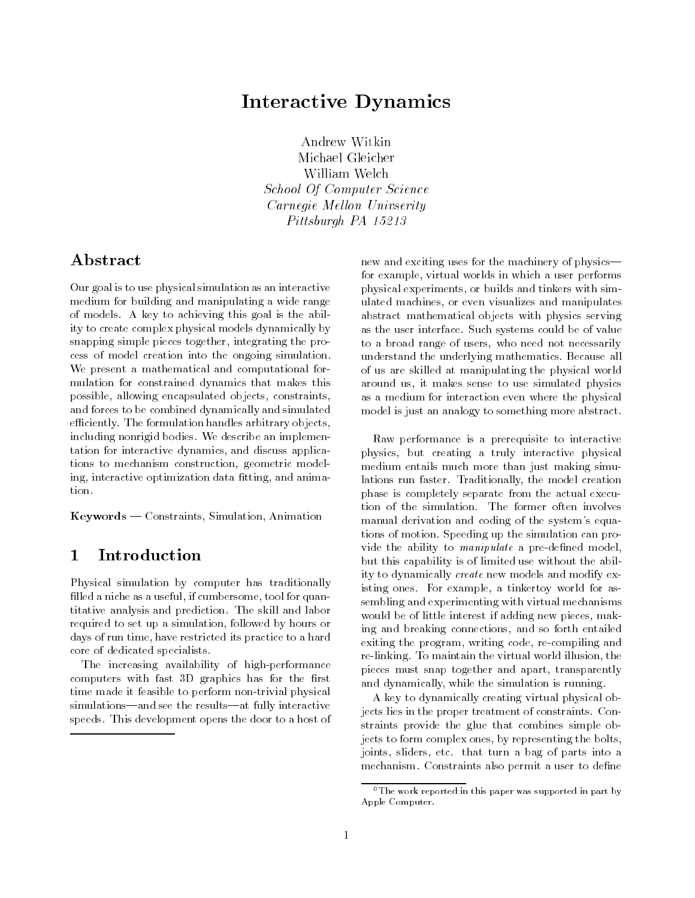# Interactive Dynamics

Andrew Witkin
Michael Gleicher
William Welch
*School Of Computer Science*
*Carnegie Mellon Univseri*ty
*Pittsburgh PA 15213*

## Abstract

Our goal is to use physical simulation as an interactive medium for building and manipulating a wide range of models. A key to achieving this goal is the ability to create complex physical models dynamically by snapping simple pieces together, integrating the process of model creation into the ongoing simulation. We present a mathematical and computational formulation for constrained dynamics that makes this possible, allowing encapsulated objects, constraints, and forces to be combined dynamically and simulated efficiently. The formulation handles arbitrary objects, including nonrigid bodies. We describe an implementation for interactive dynamics, and discuss applications to mechanism construction, geometric modeling, interactive optimization data fitting, and animation.

**Keywords** — Constraints, Simulation, Animation

## 1 Introduction

Physical simulation by computer has traditionally filled a niche as a useful, if cumbersome, tool for quantitative analysis and prediction. The skill and labor required to set up a simulation, followed by hours or days of run time, have restricted its practice to a hard core of dedicated specialists.

The increasing availability of high-performance computers with fast 3D graphics has for the first time made it feasible to perform non-trivial physical simulations—and see the results—at fully interactive speeds. This development opens the door to a host of new and exciting uses for the machinery of physics—for example, virtual worlds in which a user performs physical experiments, or builds and tinkers with simulated machines, or even visualizes and manipulates abstract mathematical objects with physics serving as the user interface. Such systems could be of value to a broad range of users, who need not necessarily understand the underlying mathematics. Because all of us are skilled at manipulating the physical world around us, it makes sense to use simulated physics as a medium for interaction even where the physical model is just an analogy to something more abstract.

Raw performance is a prerequisite to interactive physics, but creating a truly interactive physical medium entails much more than just making simulations run faster. Traditionally, the model creation phase is completely separate from the actual execution of the simulation. The former often involves manual derivation and coding of the system's equations of motion. Speeding up the simulation can provide the ability to *manipulate* a pre-defined model, but this capability is of limited use without the ability to dynamically *create* new models and modify existing ones. For example, a tinkertoy world for assembling and experimenting with virtual mechanisms would be of little interest if adding new pieces, making and breaking connections, and so forth entailed exiting the program, writing code, re-compiling and re-linking. To maintain the virtual world illusion, the pieces must snap together and apart, transparently and dynamically, while the simulation is running.

A key to dynamically creating virtual physical objects lies in the proper treatment of constraints. Constraints provide the glue that combines simple objects to form complex ones, by representing the bolts, joints, sliders, etc. that turn a bag of parts into a mechanism. Constraints also permit a user to define

[0] The work reported in this paper was supported in part by Apple Computer.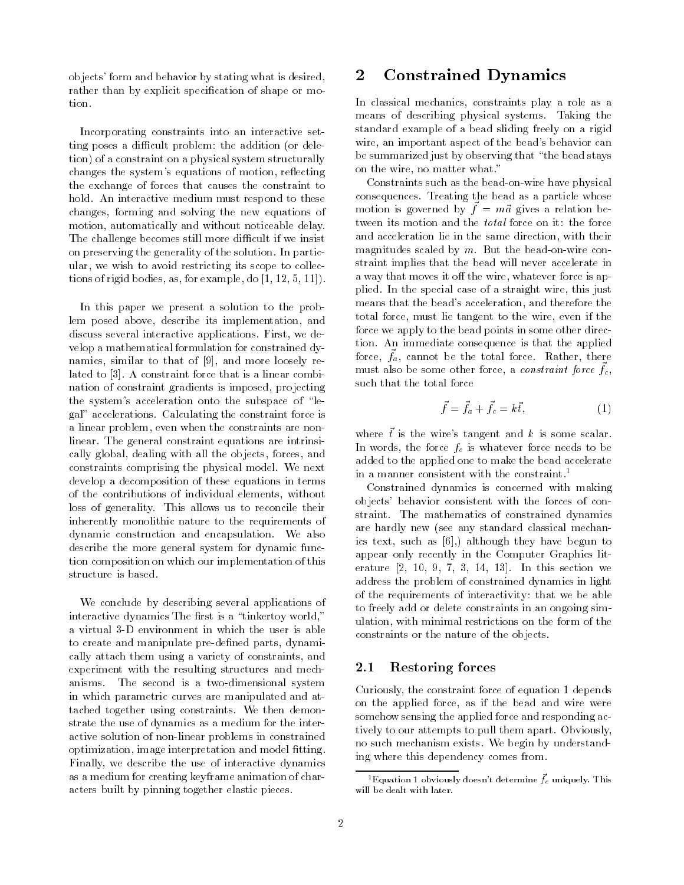objects' form and behavior by stating what is desired, rather than by explicit specification of shape or motion.

Incorporating constraints into an interactive setting poses a difficult problem: the addition (or deletion) of a constraint on a physical system structurally changes the system's equations of motion, reflecting the exchange of forces that causes the constraint to hold. An interactive medium must respond to these changes, forming and solving the new equations of motion, automatically and without noticeable delay. The challenge becomes still more difficult if we insist on preserving the generality of the solution. In particular, we wish to avoid restricting its scope to collections of rigid bodies, as, for example, do [1, 12, 5, 11]).

In this paper we present a solution to the problem posed above, describe its implementation, and discuss several interactive applications. First, we develop a mathematical formulation for constrained dynamics, similar to that of [9], and more loosely related to [3]. A constraint force that is a linear combination of constraint gradients is imposed, projecting the system's acceleration onto the subspace of "legal" accelerations. Calculating the constraint force is a linear problem, even when the constraints are nonlinear. The general constraint equations are intrinsically global, dealing with all the objects, forces, and constraints comprising the physical model. We next develop a decomposition of these equations in terms of the contributions of individual elements, without loss of generality. This allows us to reconcile their inherently monolithic nature to the requirements of dynamic construction and encapsulation. We also describe the more general system for dynamic function composition on which our implementation of this structure is based.

We conclude by describing several applications of interactive dynamics The first is a "tinkertoy world," a virtual 3-D environment in which the user is able to create and manipulate pre-defined parts, dynamically attach them using a variety of constraints, and experiment with the resulting structures and mechanisms. The second is a two-dimensional system in which parametric curves are manipulated and attached together using constraints. We then demonstrate the use of dynamics as a medium for the interactive solution of non-linear problems in constrained optimization, image interpretation and model fitting. Finally, we describe the use of interactive dynamics as a medium for creating keyframe animation of characters built by pinning together elastic pieces.

# 2 Constrained Dynamics

In classical mechanics, constraints play a role as a means of describing physical systems. Taking the standard example of a bead sliding freely on a rigid wire, an important aspect of the bead's behavior can be summarized just by observing that "the bead stays on the wire, no matter what."

Constraints such as the bead-on-wire have physical consequences. Treating the bead as a particle whose motion is governed by $\vec{f} = m\vec{a}$ gives a relation between its motion and the *total* force on it: the force and acceleration lie in the same direction, with their magnitudes scaled by $m$. But the bead-on-wire constraint implies that the bead will never accelerate in a way that moves it off the wire, whatever force is applied. In the special case of a straight wire, this just means that the bead's acceleration, and therefore the total force, must lie tangent to the wire, even if the force we apply to the bead points in some other direction. An immediate consequence is that the applied force, $\vec{f}_a$, cannot be the total force. Rather, there must also be some other force, a *constraint force* $\vec{f}_c$, such that the total force

$$\vec{f} = \vec{f}_a + \vec{f}_c = k\vec{t}, \tag{1}$$

where $\vec{t}$ is the wire's tangent and $k$ is some scalar. In words, the force $f_c$ is whatever force needs to be added to the applied one to make the bead accelerate in a manner consistent with the constraint.[1]

Constrained dynamics is concerned with making objects' behavior consistent with the forces of constraint. The mathematics of constrained dynamics are hardly new (see any standard classical mechanics text, such as [6],) although they have begun to appear only recently in the Computer Graphics literature [2, 10, 9, 7, 3, 14, 13]. In this section we address the problem of constrained dynamics in light of the requirements of interactivity: that we be able to freely add or delete constraints in an ongoing simulation, with minimal restrictions on the form of the constraints or the nature of the objects.

## 2.1 Restoring forces

Curiously, the constraint force of equation 1 depends on the applied force, as if the bead and wire were somehow sensing the applied force and responding actively to our attempts to pull them apart. Obviously, no such mechanism exists. We begin by understanding where this dependency comes from.

---

[1] Equation 1 obviously doesn't determine $\vec{f}_c$ uniquely. This will be dealt with later.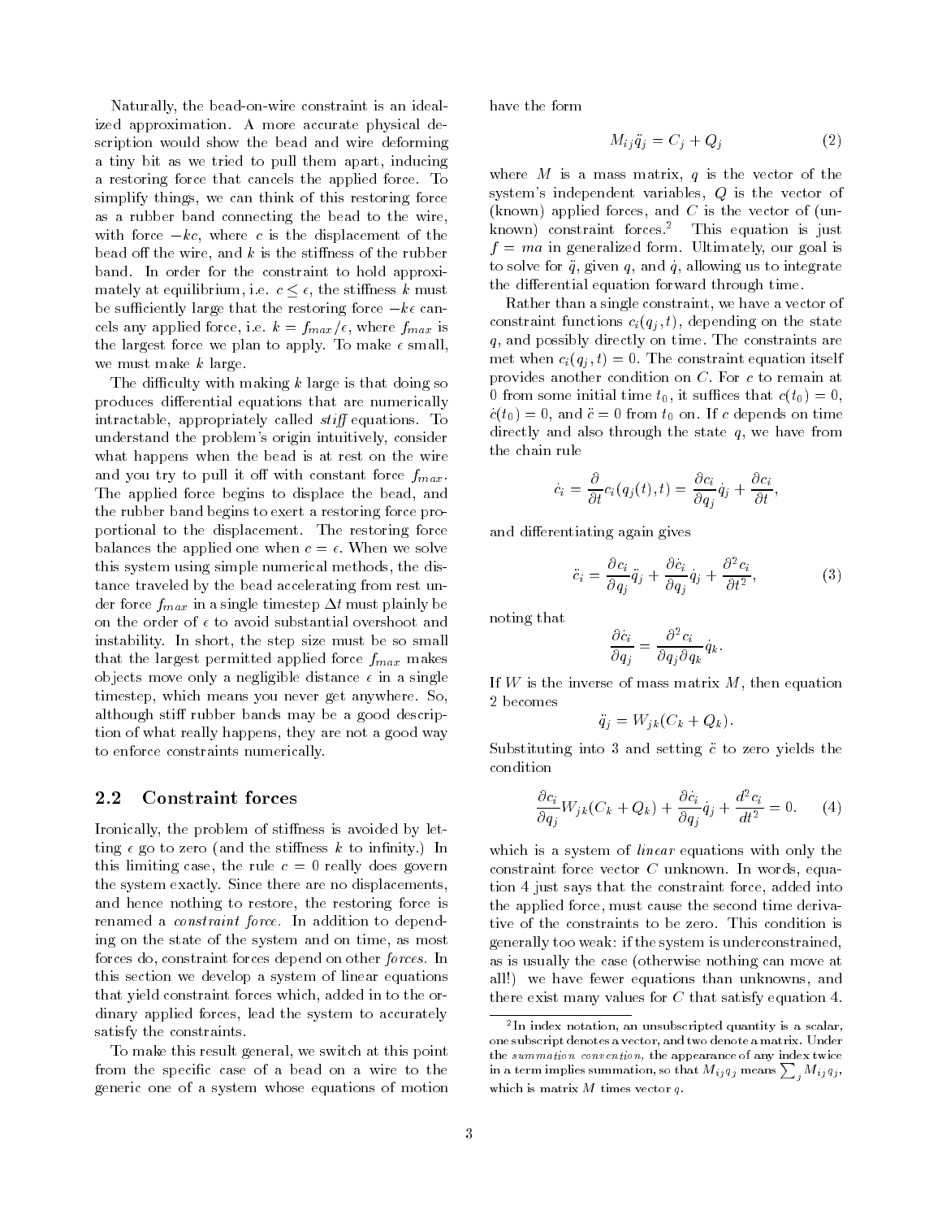Naturally, the bead-on-wire constraint is an idealized approximation. A more accurate physical description would show the bead and wire deforming a tiny bit as we tried to pull them apart, inducing a restoring force that cancels the applied force. To simplify things, we can think of this restoring force as a rubber band connecting the bead to the wire, with force $-kc$, where $c$ is the displacement of the bead off the wire, and $k$ is the stiffness of the rubber band. In order for the constraint to hold approximately at equilibrium, i.e. $c \leq \epsilon$, the stiffness $k$ must be sufficiently large that the restoring force $-k\epsilon$ cancels any applied force, i.e. $k = f_{max}/\epsilon$, where $f_{max}$ is the largest force we plan to apply. To make $\epsilon$ small, we must make $k$ large.

The difficulty with making $k$ large is that doing so produces differential equations that are numerically intractable, appropriately called *stiff* equations. To understand the problem's origin intuitively, consider what happens when the bead is at rest on the wire and you try to pull it off with constant force $f_{max}$. The applied force begins to displace the bead, and the rubber band begins to exert a restoring force proportional to the displacement. The restoring force balances the applied one when $c = \epsilon$. When we solve this system using simple numerical methods, the distance traveled by the bead accelerating from rest under force $f_{max}$ in a single timestep $\Delta t$ must plainly be on the order of $\epsilon$ to avoid substantial overshoot and instability. In short, the step size must be so small that the largest permitted applied force $f_{max}$ makes objects move only a negligible distance $\epsilon$ in a single timestep, which means you never get anywhere. So, although stiff rubber bands may be a good description of what really happens, they are not a good way to enforce constraints numerically.

## 2.2 Constraint forces

Ironically, the problem of stiffness is avoided by letting $\epsilon$ go to zero (and the stiffness $k$ to infinity.) In this limiting case, the rule $c = 0$ really does govern the system exactly. Since there are no displacements, and hence nothing to restore, the restoring force is renamed a *constraint force.* In addition to depending on the state of the system and on time, as most forces do, constraint forces depend on other *forces.* In this section we develop a system of linear equations that yield constraint forces which, added in to the ordinary applied forces, lead the system to accurately satisfy the constraints.

To make this result general, we switch at this point from the specific case of a bead on a wire to the generic one of a system whose equations of motion have the form

$$M_{ij}\ddot{q}_j = C_j + Q_j \tag{2}$$

where $M$ is a mass matrix, $q$ is the vector of the system's independent variables, $Q$ is the vector of (known) applied forces, and $C$ is the vector of (unknown) constraint forces.[2] This equation is just $f = ma$ in generalized form. Ultimately, our goal is to solve for $\ddot{q}$, given $q$, and $\dot{q}$, allowing us to integrate the differential equation forward through time.

Rather than a single constraint, we have a vector of constraint functions $c_i(q_j, t)$, depending on the state $q$, and possibly directly on time. The constraints are met when $c_i(q_j, t) = 0$. The constraint equation itself provides another condition on $C$. For $c$ to remain at 0 from some initial time $t_0$, it suffices that $c(t_0) = 0$, $\dot{c}(t_0) = 0$, and $\ddot{c} = 0$ from $t_0$ on. If $c$ depends on time directly and also through the state $q$, we have from the chain rule

$$\dot{c}_i = \frac{\partial}{\partial t} c_i(q_j(t), t) = \frac{\partial c_i}{\partial q_j}\dot{q}_j + \frac{\partial c_i}{\partial t},$$

and differentiating again gives

$$\ddot{c}_i = \frac{\partial c_i}{\partial q_j}\ddot{q}_j + \frac{\partial \dot{c}_i}{\partial q_j}\dot{q}_j + \frac{\partial^2 c_i}{\partial t^2}, \tag{3}$$

noting that

$$\frac{\partial \dot{c}_i}{\partial q_j} = \frac{\partial^2 c_i}{\partial q_j \partial q_k}\dot{q}_k.$$

If $W$ is the inverse of mass matrix $M$, then equation 2 becomes

$$\ddot{q}_j = W_{jk}(C_k + Q_k).$$

Substituting into 3 and setting $\ddot{c}$ to zero yields the condition

$$\frac{\partial c_i}{\partial q_j} W_{jk}(C_k + Q_k) + \frac{\partial \dot{c}_i}{\partial q_j}\dot{q}_j + \frac{d^2 c_i}{dt^2} = 0. \tag{4}$$

which is a system of *linear* equations with only the constraint force vector $C$ unknown. In words, equation 4 just says that the constraint force, added into the applied force, must cause the second time derivative of the constraints to be zero. This condition is generally too weak: if the system is underconstrained, as is usually the case (otherwise nothing can move at all!) we have fewer equations than unknowns, and there exist many values for $C$ that satisfy equation 4.

[2] In index notation, an unsubscripted quantity is a scalar, one subscript denotes a vector, and two denote a matrix. Under the *summation convention,* the appearance of any index twice in a term implies summation, so that $M_{ij}q_j$ means $\sum_j M_{ij}q_j$, which is matrix $M$ times vector $q$.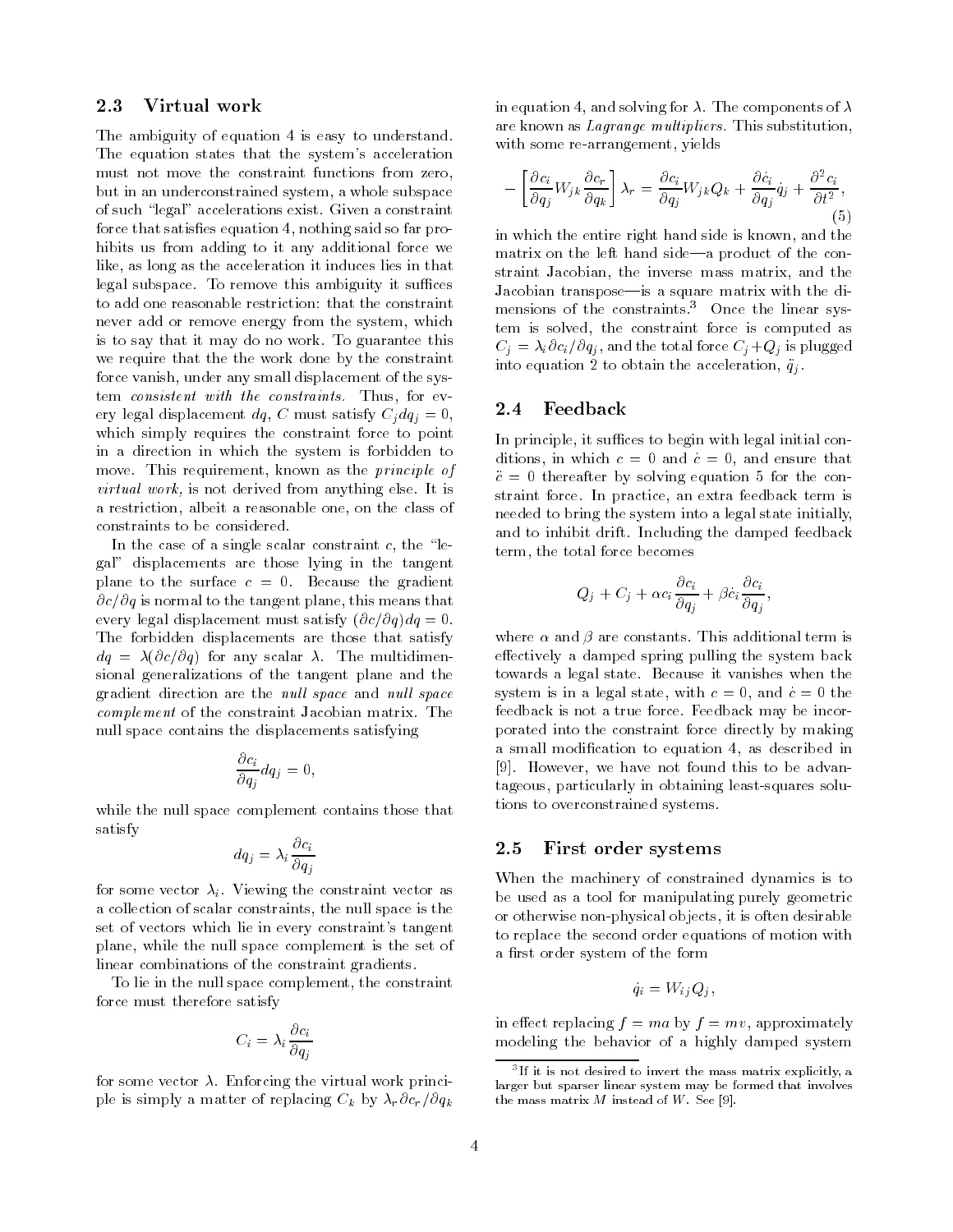## 2.3 Virtual work

The ambiguity of equation 4 is easy to understand. The equation states that the system's acceleration must not move the constraint functions from zero, but in an underconstrained system, a whole subspace of such "legal" accelerations exist. Given a constraint force that satisfies equation 4, nothing said so far prohibits us from adding to it any additional force we like, as long as the acceleration it induces lies in that legal subspace. To remove this ambiguity it suffices to add one reasonable restriction: that the constraint never add or remove energy from the system, which is to say that it may do no work. To guarantee this we require that the the work done by the constraint force vanish, under any small displacement of the system *consistent with the constraints.* Thus, for every legal displacement $dq$, $C$ must satisfy $C_j dq_j = 0$, which simply requires the constraint force to point in a direction in which the system is forbidden to move. This requirement, known as the *principle of virtual work,* is not derived from anything else. It is a restriction, albeit a reasonable one, on the class of constraints to be considered.

In the case of a single scalar constraint $c$, the "legal" displacements are those lying in the tangent plane to the surface $c = 0$. Because the gradient $\partial c/\partial q$ is normal to the tangent plane, this means that every legal displacement must satisfy $(\partial c/\partial q)dq = 0$. The forbidden displacements are those that satisfy $dq = \lambda(\partial c/\partial q)$ for any scalar $\lambda$. The multidimensional generalizations of the tangent plane and the gradient direction are the *null space* and *null space complement* of the constraint Jacobian matrix. The null space contains the displacements satisfying

$$\frac{\partial c_i}{\partial q_j} dq_j = 0,$$

while the null space complement contains those that satisfy

$$dq_j = \lambda_i \frac{\partial c_i}{\partial q_j}$$

for some vector $\lambda_i$. Viewing the constraint vector as a collection of scalar constraints, the null space is the set of vectors which lie in every constraint's tangent plane, while the null space complement is the set of linear combinations of the constraint gradients.

To lie in the null space complement, the constraint force must therefore satisfy

$$C_i = \lambda_i \frac{\partial c_i}{\partial q_j}$$

for some vector $\lambda$. Enforcing the virtual work principle is simply a matter of replacing $C_k$ by $\lambda_r \partial c_r/\partial q_k$ in equation 4, and solving for $\lambda$. The components of $\lambda$ are known as *Lagrange multipliers.* This substitution, with some re-arrangement, yields

$$-\left[\frac{\partial c_i}{\partial q_j} W_{jk} \frac{\partial c_r}{\partial q_k}\right] \lambda_r = \frac{\partial c_i}{\partial q_j} W_{jk} Q_k + \frac{\partial \dot{c}_i}{\partial q_j} \dot{q}_j + \frac{\partial^2 c_i}{\partial t^2}, \quad (5)$$

in which the entire right hand side is known, and the matrix on the left hand side—a product of the constraint Jacobian, the inverse mass matrix, and the Jacobian transpose—is a square matrix with the dimensions of the constraints.[3] Once the linear system is solved, the constraint force is computed as $C_j = \lambda_i \partial c_i/\partial q_j$, and the total force $C_j + Q_j$ is plugged into equation 2 to obtain the acceleration, $\ddot{q}_j$.

## 2.4 Feedback

In principle, it suffices to begin with legal initial conditions, in which $c = 0$ and $\dot{c} = 0$, and ensure that $\ddot{c} = 0$ thereafter by solving equation 5 for the constraint force. In practice, an extra feedback term is needed to bring the system into a legal state initially, and to inhibit drift. Including the damped feedback term, the total force becomes

$$Q_j + C_j + \alpha c_i \frac{\partial c_i}{\partial q_j} + \beta \dot{c}_i \frac{\partial c_i}{\partial q_j},$$

where $\alpha$ and $\beta$ are constants. This additional term is effectively a damped spring pulling the system back towards a legal state. Because it vanishes when the system is in a legal state, with $c = 0$, and $\dot{c} = 0$ the feedback is not a true force. Feedback may be incorporated into the constraint force directly by making a small modification to equation 4, as described in [9]. However, we have not found this to be advantageous, particularly in obtaining least-squares solutions to overconstrained systems.

## 2.5 First order systems

When the machinery of constrained dynamics is to be used as a tool for manipulating purely geometric or otherwise non-physical objects, it is often desirable to replace the second order equations of motion with a first order system of the form

$$\dot{q}_i = W_{ij} Q_j,$$

in effect replacing $f = ma$ by $f = mv$, approximately modeling the behavior of a highly damped system

[3] If it is not desired to invert the mass matrix explicitly, a larger but sparser linear system may be formed that involves the mass matrix $M$ instead of $W$. See [9].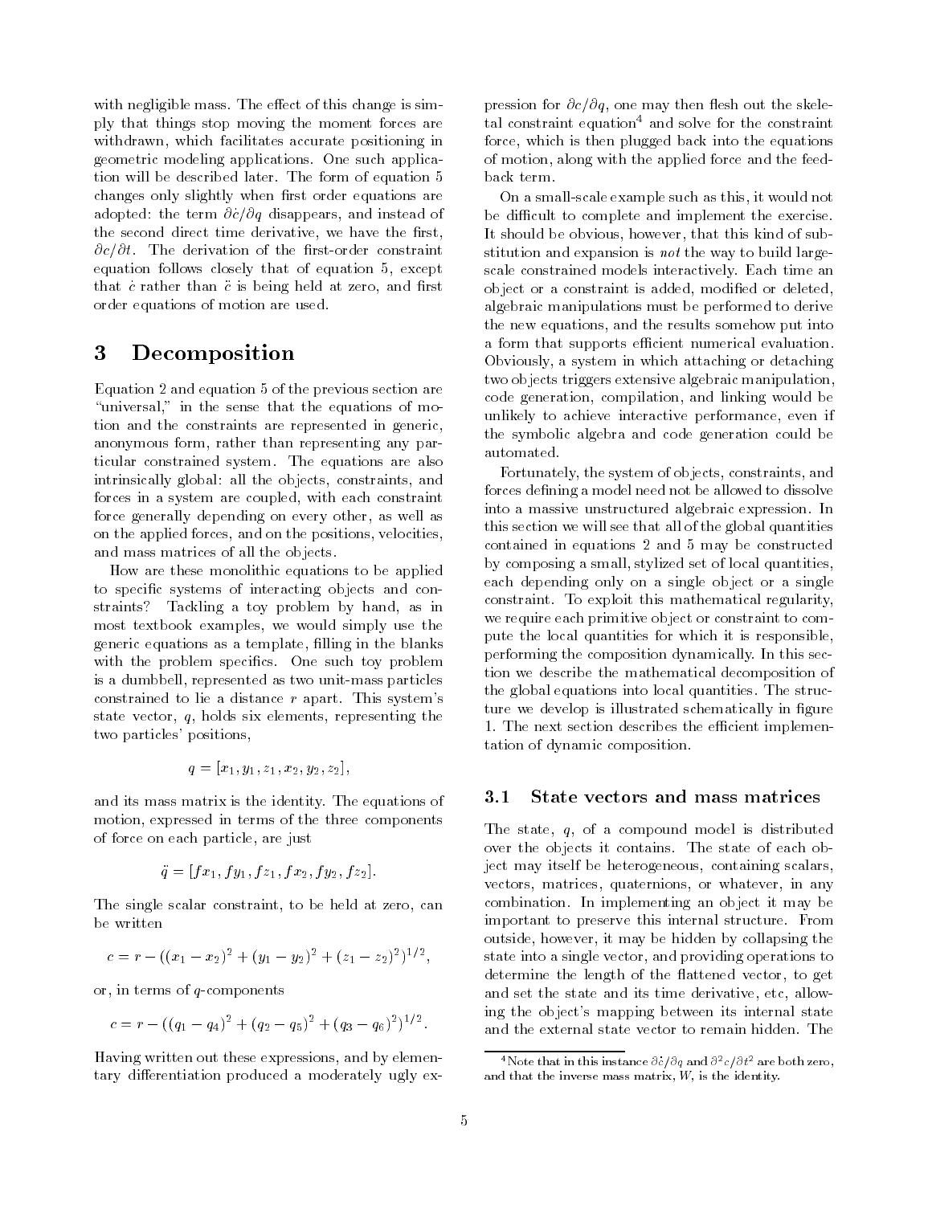with negligible mass. The effect of this change is simply that things stop moving the moment forces are withdrawn, which facilitates accurate positioning in geometric modeling applications. One such application will be described later. The form of equation 5 changes only slightly when first order equations are adopted: the term $\partial \dot{c}/\partial q$ disappears, and instead of the second direct time derivative, we have the first, $\partial c/\partial t$. The derivation of the first-order constraint equation follows closely that of equation 5, except that $\dot{c}$ rather than $\ddot{c}$ is being held at zero, and first order equations of motion are used.

# 3 Decomposition

Equation 2 and equation 5 of the previous section are "universal," in the sense that the equations of motion and the constraints are represented in generic, anonymous form, rather than representing any particular constrained system. The equations are also intrinsically global: all the objects, constraints, and forces in a system are coupled, with each constraint force generally depending on every other, as well as on the applied forces, and on the positions, velocities, and mass matrices of all the objects.

How are these monolithic equations to be applied to specific systems of interacting objects and constraints? Tackling a toy problem by hand, as in most textbook examples, we would simply use the generic equations as a template, filling in the blanks with the problem specifics. One such toy problem is a dumbbell, represented as two unit-mass particles constrained to lie a distance $r$ apart. This system's state vector, $q$, holds six elements, representing the two particles' positions,

$$q = [x_1, y_1, z_1, x_2, y_2, z_2],$$

and its mass matrix is the identity. The equations of motion, expressed in terms of the three components of force on each particle, are just

$$\ddot{q} = [fx_1, fy_1, fz_1, fx_2, fy_2, fz_2].$$

The single scalar constraint, to be held at zero, can be written

$$c = r - ((x_1 - x_2)^2 + (y_1 - y_2)^2 + (z_1 - z_2)^2)^{1/2},$$

or, in terms of $q$-components

$$c = r - ((q_1 - q_4)^2 + (q_2 - q_5)^2 + (q_3 - q_6)^2)^{1/2}.$$

Having written out these expressions, and by elementary differentiation produced a moderately ugly expression for $\partial c/\partial q$, one may then flesh out the skeletal constraint equation[4] and solve for the constraint force, which is then plugged back into the equations of motion, along with the applied force and the feedback term.

On a small-scale example such as this, it would not be difficult to complete and implement the exercise. It should be obvious, however, that this kind of substitution and expansion is *not* the way to build large-scale constrained models interactively. Each time an object or a constraint is added, modified or deleted, algebraic manipulations must be performed to derive the new equations, and the results somehow put into a form that supports efficient numerical evaluation. Obviously, a system in which attaching or detaching two objects triggers extensive algebraic manipulation, code generation, compilation, and linking would be unlikely to achieve interactive performance, even if the symbolic algebra and code generation could be automated.

Fortunately, the system of objects, constraints, and forces defining a model need not be allowed to dissolve into a massive unstructured algebraic expression. In this section we will see that all of the global quantities contained in equations 2 and 5 may be constructed by composing a small, stylized set of local quantities, each depending only on a single object or a single constraint. To exploit this mathematical regularity, we require each primitive object or constraint to compute the local quantities for which it is responsible, performing the composition dynamically. In this section we describe the mathematical decomposition of the global equations into local quantities. The structure we develop is illustrated schematically in figure 1. The next section describes the efficient implementation of dynamic composition.

## 3.1 State vectors and mass matrices

The state, $q$, of a compound model is distributed over the objects it contains. The state of each object may itself be heterogeneous, containing scalars, vectors, matrices, quaternions, or whatever, in any combination. In implementing an object it may be important to preserve this internal structure. From outside, however, it may be hidden by collapsing the state into a single vector, and providing operations to determine the length of the flattened vector, to get and set the state and its time derivative, etc, allowing the object's mapping between its internal state and the external state vector to remain hidden. The

[4] Note that in this instance $\partial \dot{c}/\partial q$ and $\partial^2 c/\partial t^2$ are both zero, and that the inverse mass matrix, $W$, is the identity.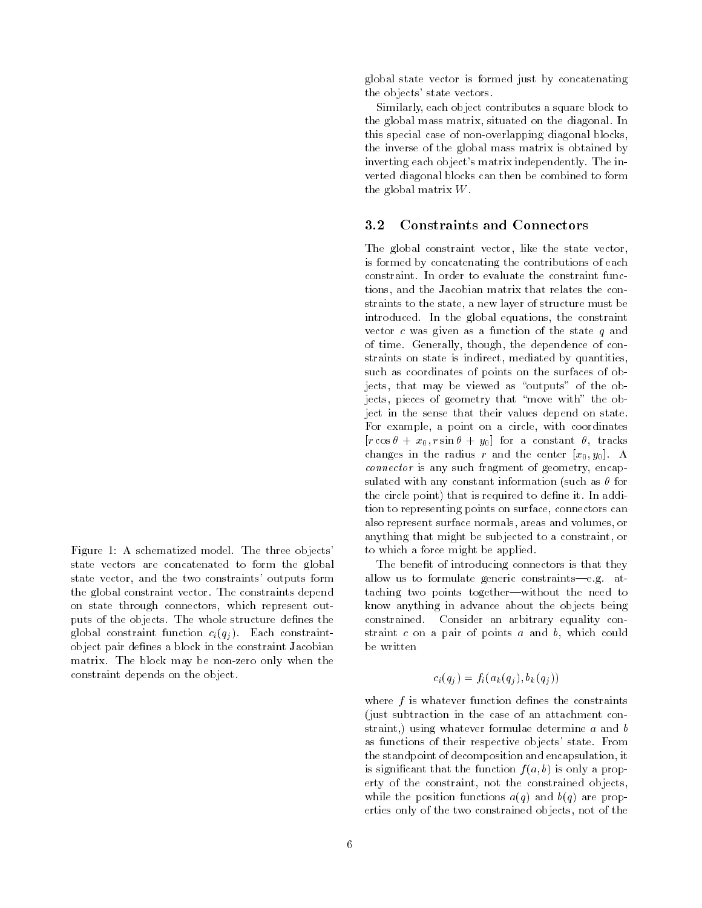global state vector is formed just by concatenating the objects' state vectors.

Similarly, each object contributes a square block to the global mass matrix, situated on the diagonal. In this special case of non-overlapping diagonal blocks, the inverse of the global mass matrix is obtained by inverting each object's matrix independently. The inverted diagonal blocks can then be combined to form the global matrix $W$.

Figure 1: A schematized model. The three objects' state vectors are concatenated to form the global state vector, and the two constraints' outputs form the global constraint vector. The constraints depend on state through connectors, which represent outputs of the objects. The whole structure defines the global constraint function $c_i(q_j)$. Each constraint-object pair defines a block in the constraint Jacobian matrix. The block may be non-zero only when the constraint depends on the object.

## 3.2 Constraints and Connectors

The global constraint vector, like the state vector, is formed by concatenating the contributions of each constraint. In order to evaluate the constraint functions, and the Jacobian matrix that relates the constraints to the state, a new layer of structure must be introduced. In the global equations, the constraint vector $c$ was given as a function of the state $q$ and of time. Generally, though, the dependence of constraints on state is indirect, mediated by quantities, such as coordinates of points on the surfaces of objects, that may be viewed as "outputs" of the objects, pieces of geometry that "move with" the object in the sense that their values depend on state. For example, a point on a circle, with coordinates $[r\cos\theta + x_0, r\sin\theta + y_0]$ for a constant $\theta$, tracks changes in the radius $r$ and the center $[x_0, y_0]$. A *connector* is any such fragment of geometry, encapsulated with any constant information (such as $\theta$ for the circle point) that is required to define it. In addition to representing points on surface, connectors can also represent surface normals, areas and volumes, or anything that might be subjected to a constraint, or to which a force might be applied.

The benefit of introducing connectors is that they allow us to formulate generic constraints—e.g. attaching two points together—without the need to know anything in advance about the objects being constrained. Consider an arbitrary equality constraint $c$ on a pair of points $a$ and $b$, which could be written

$$c_i(q_j) = f_i(a_k(q_j), b_k(q_j))$$

where $f$ is whatever function defines the constraints (just subtraction in the case of an attachment constraint,) using whatever formulae determine $a$ and $b$ as functions of their respective objects' state. From the standpoint of decomposition and encapsulation, it is significant that the function $f(a,b)$ is only a property of the constraint, not the constrained objects, while the position functions $a(q)$ and $b(q)$ are properties only of the two constrained objects, not of the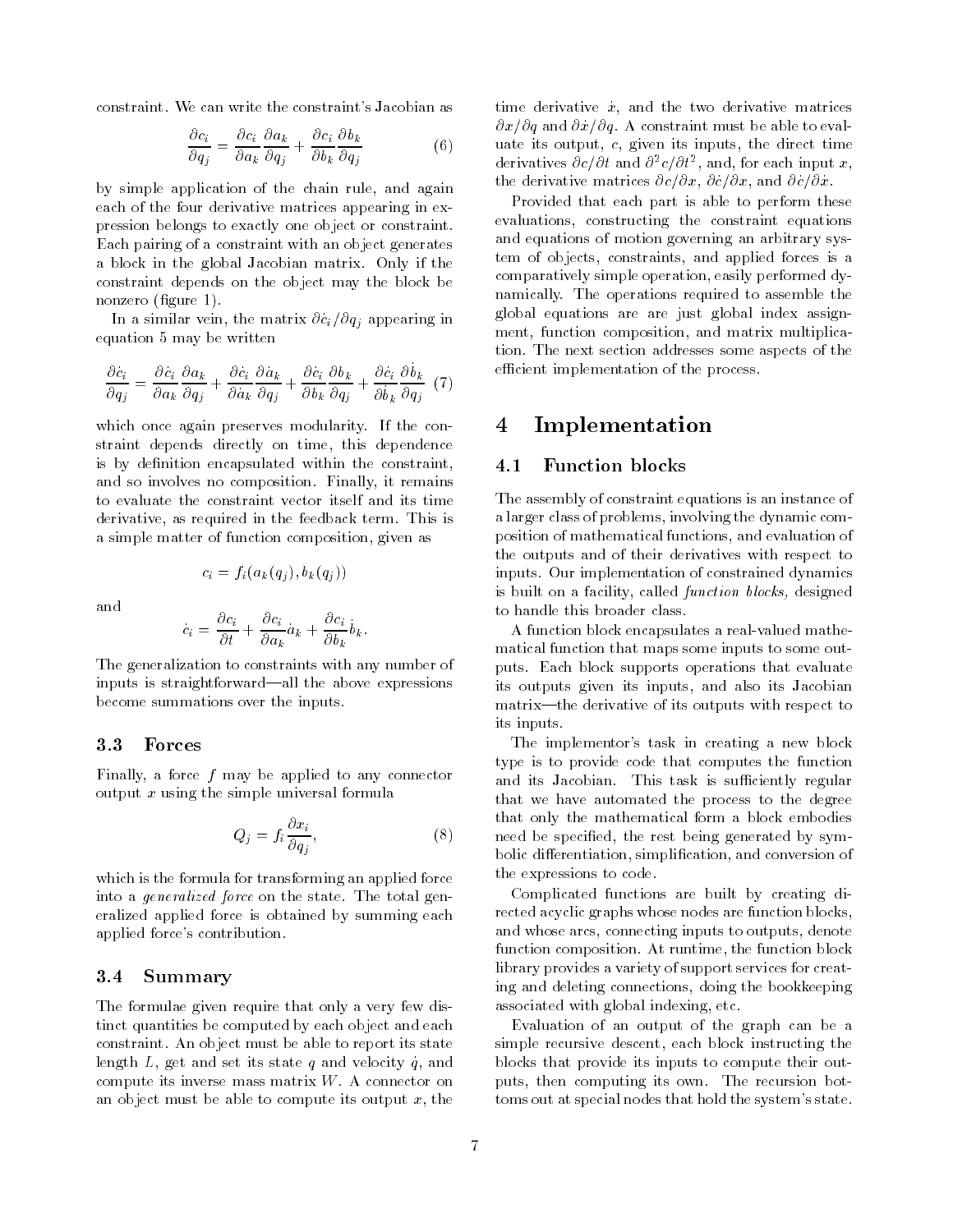constraint. We can write the constraint's Jacobian as

$$\frac{\partial c_i}{\partial q_j} = \frac{\partial c_i}{\partial a_k}\frac{\partial a_k}{\partial q_j} + \frac{\partial c_i}{\partial b_k}\frac{\partial b_k}{\partial q_j} \tag{6}$$

by simple application of the chain rule, and again each of the four derivative matrices appearing in expression belongs to exactly one object or constraint. Each pairing of a constraint with an object generates a block in the global Jacobian matrix. Only if the constraint depends on the object may the block be nonzero (figure 1).

In a similar vein, the matrix $\partial \dot{c}_i / \partial q_j$ appearing in equation 5 may be written

$$\frac{\partial \dot{c}_i}{\partial q_j} = \frac{\partial \dot{c}_i}{\partial a_k}\frac{\partial a_k}{\partial q_j} + \frac{\partial \dot{c}_i}{\partial \dot{a}_k}\frac{\partial \dot{a}_k}{\partial q_j} + \frac{\partial \dot{c}_i}{\partial b_k}\frac{\partial b_k}{\partial q_j} + \frac{\partial \dot{c}_i}{\partial \dot{b}_k}\frac{\partial \dot{b}_k}{\partial q_j} \tag{7}$$

which once again preserves modularity. If the constraint depends directly on time, this dependence is by definition encapsulated within the constraint, and so involves no composition. Finally, it remains to evaluate the constraint vector itself and its time derivative, as required in the feedback term. This is a simple matter of function composition, given as

$$c_i = f_i(a_k(q_j), b_k(q_j))$$

and

$$\dot{c}_i = \frac{\partial c_i}{\partial t} + \frac{\partial c_i}{\partial a_k}\dot{a}_k + \frac{\partial c_i}{\partial b_k}\dot{b}_k.$$

The generalization to constraints with any number of inputs is straightforward—all the above expressions become summations over the inputs.

### 3.3 Forces

Finally, a force $f$ may be applied to any connector output $x$ using the simple universal formula

$$Q_j = f_i \frac{\partial x_i}{\partial q_j}, \tag{8}$$

which is the formula for transforming an applied force into a *generalized force* on the state. The total generalized applied force is obtained by summing each applied force's contribution.

### 3.4 Summary

The formulae given require that only a very few distinct quantities be computed by each object and each constraint. An object must be able to report its state length $L$, get and set its state $q$ and velocity $\dot{q}$, and compute its inverse mass matrix $W$. A connector on an object must be able to compute its output $x$, the time derivative $\dot{x}$, and the two derivative matrices $\partial x / \partial q$ and $\partial \dot{x} / \partial q$. A constraint must be able to evaluate its output, $c$, given its inputs, the direct time derivatives $\partial c / \partial t$ and $\partial^2 c / \partial t^2$, and, for each input $x$, the derivative matrices $\partial c / \partial x$, $\partial \dot{c} / \partial x$, and $\partial \dot{c} / \partial \dot{x}$.

Provided that each part is able to perform these evaluations, constructing the constraint equations and equations of motion governing an arbitrary system of objects, constraints, and applied forces is a comparatively simple operation, easily performed dynamically. The operations required to assemble the global equations are are just global index assignment, function composition, and matrix multiplication. The next section addresses some aspects of the efficient implementation of the process.

## 4 Implementation

### 4.1 Function blocks

The assembly of constraint equations is an instance of a larger class of problems, involving the dynamic composition of mathematical functions, and evaluation of the outputs and of their derivatives with respect to inputs. Our implementation of constrained dynamics is built on a facility, called *function blocks,* designed to handle this broader class.

A function block encapsulates a real-valued mathematical function that maps some inputs to some outputs. Each block supports operations that evaluate its outputs given its inputs, and also its Jacobian matrix—the derivative of its outputs with respect to its inputs.

The implementor's task in creating a new block type is to provide code that computes the function and its Jacobian. This task is sufficiently regular that we have automated the process to the degree that only the mathematical form a block embodies need be specified, the rest being generated by symbolic differentiation, simplification, and conversion of the expressions to code.

Complicated functions are built by creating directed acyclic graphs whose nodes are function blocks, and whose arcs, connecting inputs to outputs, denote function composition. At runtime, the function block library provides a variety of support services for creating and deleting connections, doing the bookkeeping associated with global indexing, etc.

Evaluation of an output of the graph can be a simple recursive descent, each block instructing the blocks that provide its inputs to compute their outputs, then computing its own. The recursion bottoms out at special nodes that hold the system's state.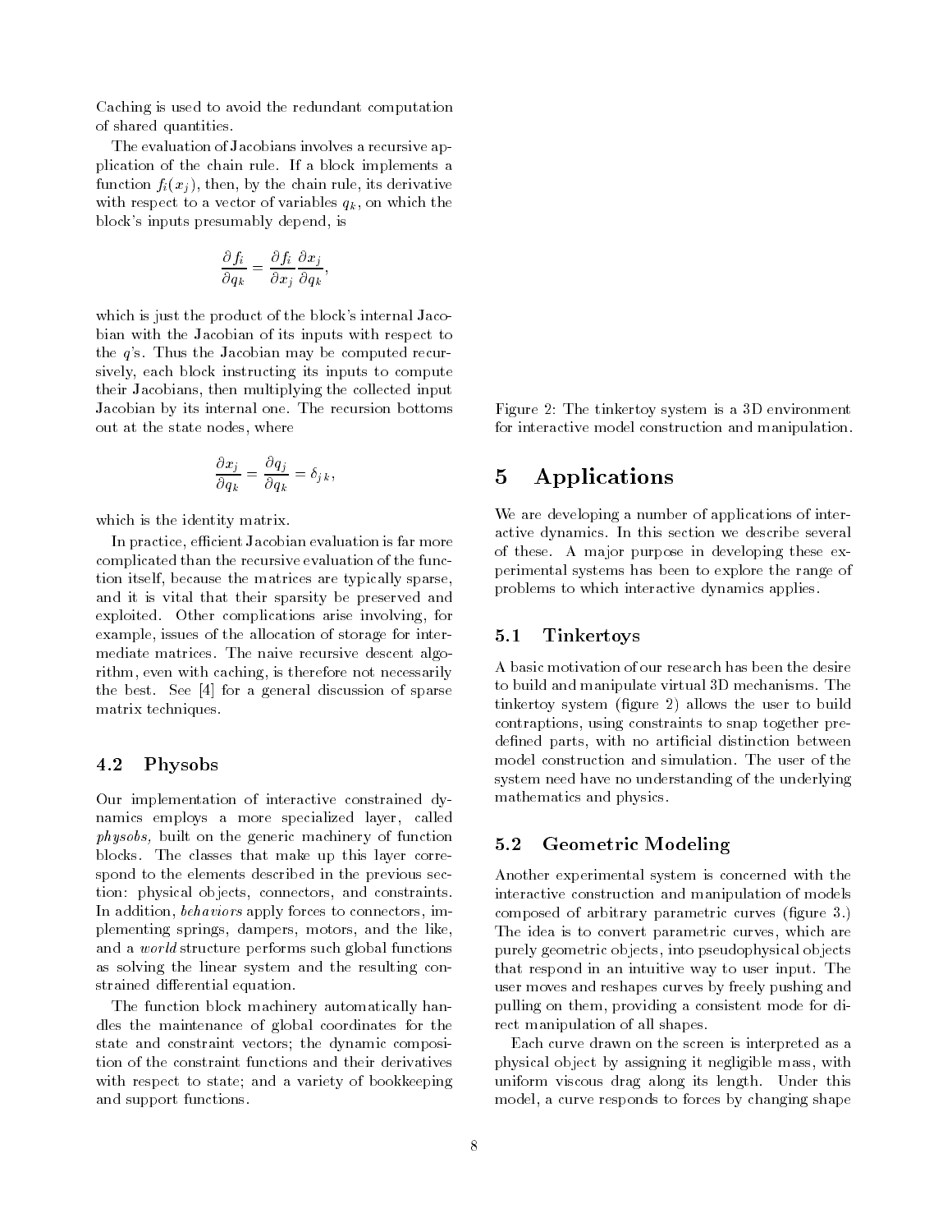Caching is used to avoid the redundant computation of shared quantities.

The evaluation of Jacobians involves a recursive application of the chain rule. If a block implements a function $f_i(x_j)$, then, by the chain rule, its derivative with respect to a vector of variables $q_k$, on which the block's inputs presumably depend, is

$$\frac{\partial f_i}{\partial q_k} = \frac{\partial f_i}{\partial x_j}\frac{\partial x_j}{\partial q_k},$$

which is just the product of the block's internal Jacobian with the Jacobian of its inputs with respect to the $q$'s. Thus the Jacobian may be computed recursively, each block instructing its inputs to compute their Jacobians, then multiplying the collected input Jacobian by its internal one. The recursion bottoms out at the state nodes, where

$$\frac{\partial x_j}{\partial q_k} = \frac{\partial q_j}{\partial q_k} = \delta_{jk},$$

which is the identity matrix.

In practice, efficient Jacobian evaluation is far more complicated than the recursive evaluation of the function itself, because the matrices are typically sparse, and it is vital that their sparsity be preserved and exploited. Other complications arise involving, for example, issues of the allocation of storage for intermediate matrices. The naive recursive descent algorithm, even with caching, is therefore not necessarily the best. See [4] for a general discussion of sparse matrix techniques.

### 4.2 Physobs

Our implementation of interactive constrained dynamics employs a more specialized layer, called *physobs,* built on the generic machinery of function blocks. The classes that make up this layer correspond to the elements described in the previous section: physical objects, connectors, and constraints. In addition, *behaviors* apply forces to connectors, implementing springs, dampers, motors, and the like, and a *world* structure performs such global functions as solving the linear system and the resulting constrained differential equation.

The function block machinery automatically handles the maintenance of global coordinates for the state and constraint vectors; the dynamic composition of the constraint functions and their derivatives with respect to state; and a variety of bookkeeping and support functions.

Figure 2: The tinkertoy system is a 3D environment for interactive model construction and manipulation.

## 5 Applications

We are developing a number of applications of interactive dynamics. In this section we describe several of these. A major purpose in developing these experimental systems has been to explore the range of problems to which interactive dynamics applies.

### 5.1 Tinkertoys

A basic motivation of our research has been the desire to build and manipulate virtual 3D mechanisms. The tinkertoy system (figure 2) allows the user to build contraptions, using constraints to snap together predefined parts, with no artificial distinction between model construction and simulation. The user of the system need have no understanding of the underlying mathematics and physics.

### 5.2 Geometric Modeling

Another experimental system is concerned with the interactive construction and manipulation of models composed of arbitrary parametric curves (figure 3.) The idea is to convert parametric curves, which are purely geometric objects, into pseudophysical objects that respond in an intuitive way to user input. The user moves and reshapes curves by freely pushing and pulling on them, providing a consistent mode for direct manipulation of all shapes.

Each curve drawn on the screen is interpreted as a physical object by assigning it negligible mass, with uniform viscous drag along its length. Under this model, a curve responds to forces by changing shape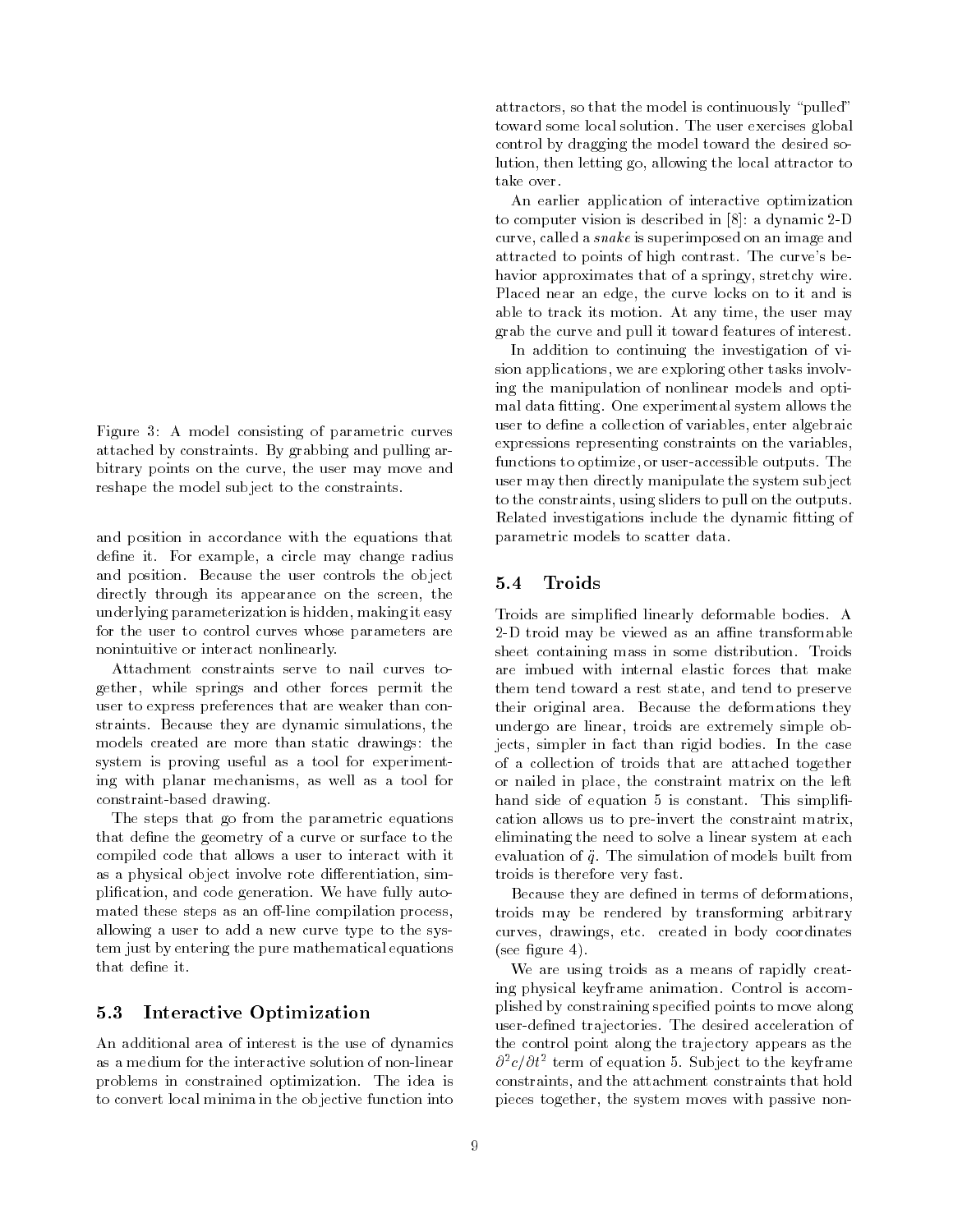Figure 3: A model consisting of parametric curves attached by constraints. By grabbing and pulling arbitrary points on the curve, the user may move and reshape the model subject to the constraints.

and position in accordance with the equations that define it. For example, a circle may change radius and position. Because the user controls the object directly through its appearance on the screen, the underlying parameterization is hidden, making it easy for the user to control curves whose parameters are nonintuitive or interact nonlinearly.

Attachment constraints serve to nail curves together, while springs and other forces permit the user to express preferences that are weaker than constraints. Because they are dynamic simulations, the models created are more than static drawings: the system is proving useful as a tool for experimenting with planar mechanisms, as well as a tool for constraint-based drawing.

The steps that go from the parametric equations that define the geometry of a curve or surface to the compiled code that allows a user to interact with it as a physical object involve rote differentiation, simplification, and code generation. We have fully automated these steps as an off-line compilation process, allowing a user to add a new curve type to the system just by entering the pure mathematical equations that define it.

### 5.3 Interactive Optimization

An additional area of interest is the use of dynamics as a medium for the interactive solution of non-linear problems in constrained optimization. The idea is to convert local minima in the objective function into attractors, so that the model is continuously "pulled" toward some local solution. The user exercises global control by dragging the model toward the desired solution, then letting go, allowing the local attractor to take over.

An earlier application of interactive optimization to computer vision is described in [8]: a dynamic 2-D curve, called a *snake* is superimposed on an image and attracted to points of high contrast. The curve's behavior approximates that of a springy, stretchy wire. Placed near an edge, the curve locks on to it and is able to track its motion. At any time, the user may grab the curve and pull it toward features of interest.

In addition to continuing the investigation of vision applications, we are exploring other tasks involving the manipulation of nonlinear models and optimal data fitting. One experimental system allows the user to define a collection of variables, enter algebraic expressions representing constraints on the variables, functions to optimize, or user-accessible outputs. The user may then directly manipulate the system subject to the constraints, using sliders to pull on the outputs. Related investigations include the dynamic fitting of parametric models to scatter data.

### 5.4 Troids

Troids are simplified linearly deformable bodies. A 2-D troid may be viewed as an affine transformable sheet containing mass in some distribution. Troids are imbued with internal elastic forces that make them tend toward a rest state, and tend to preserve their original area. Because the deformations they undergo are linear, troids are extremely simple objects, simpler in fact than rigid bodies. In the case of a collection of troids that are attached together or nailed in place, the constraint matrix on the left hand side of equation 5 is constant. This simplification allows us to pre-invert the constraint matrix, eliminating the need to solve a linear system at each evaluation of $\ddot{q}$. The simulation of models built from troids is therefore very fast.

Because they are defined in terms of deformations, troids may be rendered by transforming arbitrary curves, drawings, etc. created in body coordinates (see figure 4).

We are using troids as a means of rapidly creating physical keyframe animation. Control is accomplished by constraining specified points to move along user-defined trajectories. The desired acceleration of the control point along the trajectory appears as the $\partial^2 c/\partial t^2$ term of equation 5. Subject to the keyframe constraints, and the attachment constraints that hold pieces together, the system moves with passive non-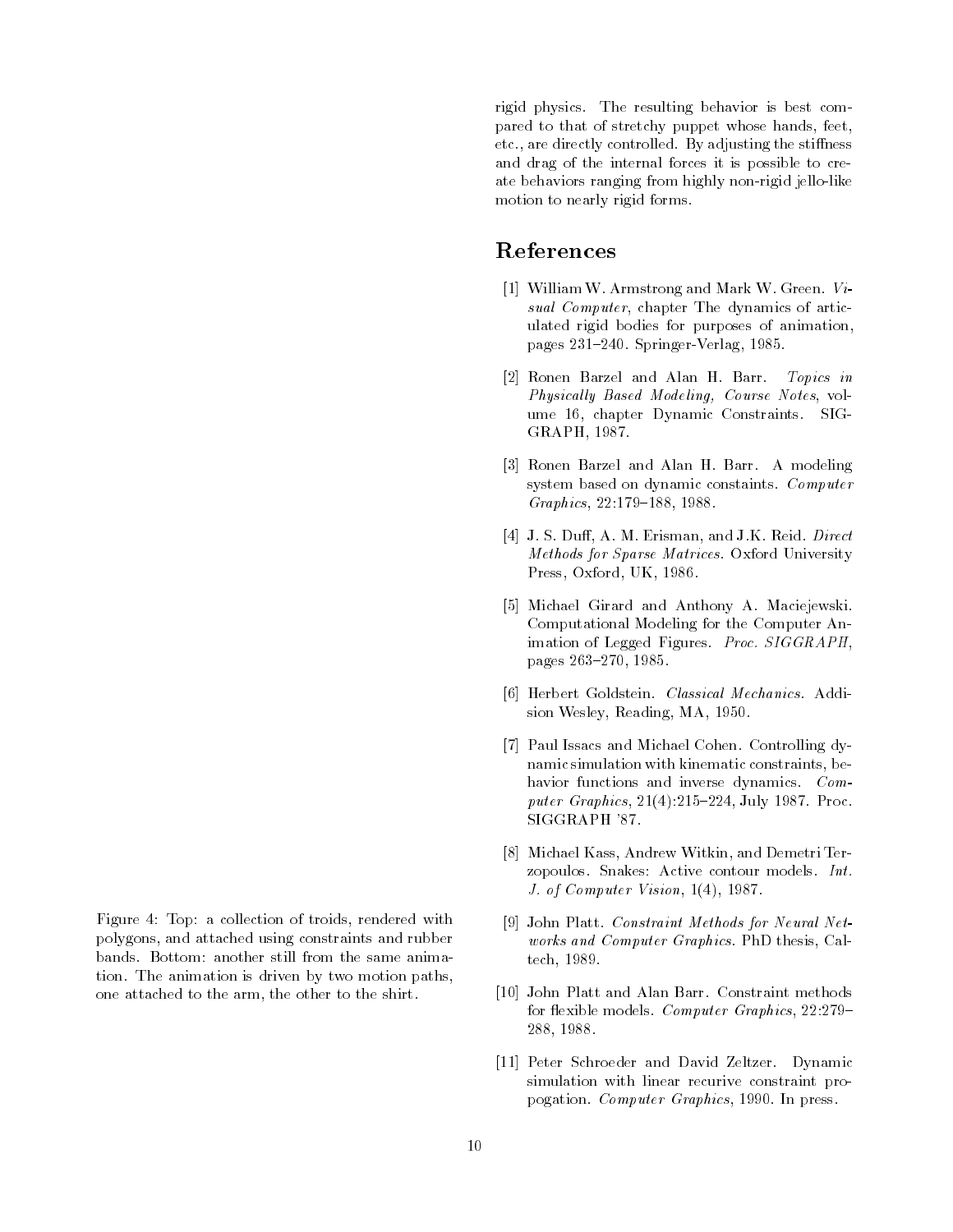rigid physics. The resulting behavior is best compared to that of stretchy puppet whose hands, feet, etc., are directly controlled. By adjusting the stiffness and drag of the internal forces it is possible to create behaviors ranging from highly non-rigid jello-like motion to nearly rigid forms.

Figure 4: Top: a collection of troids, rendered with polygons, and attached using constraints and rubber bands. Bottom: another still from the same animation. The animation is driven by two motion paths, one attached to the arm, the other to the shirt.

## References

[1] William W. Armstrong and Mark W. Green. *Visual Computer*, chapter The dynamics of articulated rigid bodies for purposes of animation, pages 231–240. Springer-Verlag, 1985.

[2] Ronen Barzel and Alan H. Barr. *Topics in Physically Based Modeling, Course Notes*, volume 16, chapter Dynamic Constraints. SIGGRAPH, 1987.

[3] Ronen Barzel and Alan H. Barr. A modeling system based on dynamic constaints. *Computer Graphics*, 22:179–188, 1988.

[4] J. S. Duff, A. M. Erisman, and J.K. Reid. *Direct Methods for Sparse Matrices*. Oxford University Press, Oxford, UK, 1986.

[5] Michael Girard and Anthony A. Maciejewski. Computational Modeling for the Computer Animation of Legged Figures. *Proc. SIGGRAPH*, pages 263–270, 1985.

[6] Herbert Goldstein. *Classical Mechanics*. Addision Wesley, Reading, MA, 1950.

[7] Paul Issacs and Michael Cohen. Controlling dynamic simulation with kinematic constraints, behavior functions and inverse dynamics. *Computer Graphics*, 21(4):215–224, July 1987. Proc. SIGGRAPH '87.

[8] Michael Kass, Andrew Witkin, and Demetri Terzopoulos. Snakes: Active contour models. *Int. J. of Computer Vision*, 1(4), 1987.

[9] John Platt. *Constraint Methods for Neural Networks and Computer Graphics*. PhD thesis, Caltech, 1989.

[10] John Platt and Alan Barr. Constraint methods for flexible models. *Computer Graphics*, 22:279–288, 1988.

[11] Peter Schroeder and David Zeltzer. Dynamic simulation with linear recurive constraint propogation. *Computer Graphics*, 1990. In press.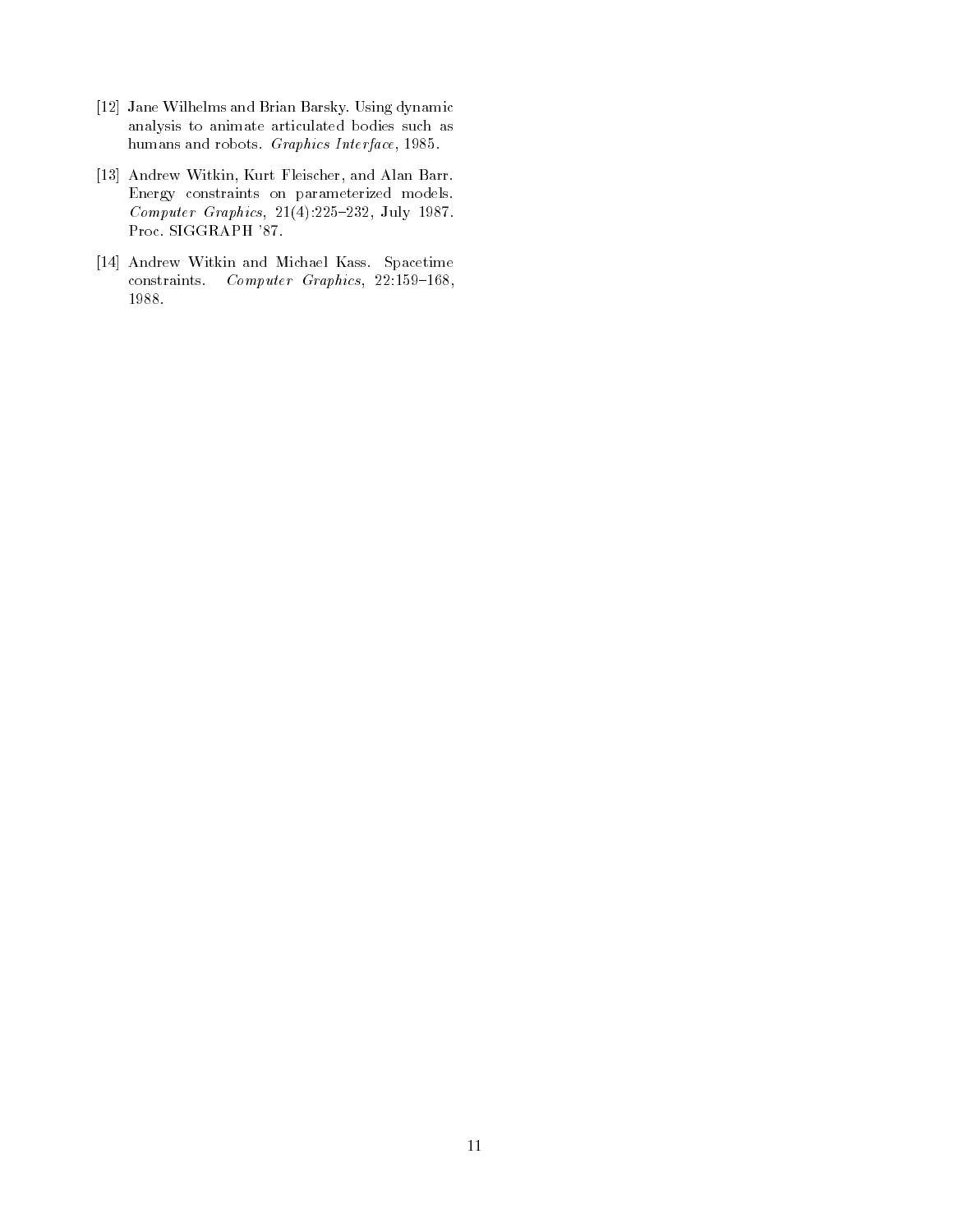[12] Jane Wilhelms and Brian Barsky. Using dynamic analysis to animate articulated bodies such as humans and robots. *Graphics Interface*, 1985.

[13] Andrew Witkin, Kurt Fleischer, and Alan Barr. Energy constraints on parameterized models. *Computer Graphics*, 21(4):225–232, July 1987. Proc. SIGGRAPH '87.

[14] Andrew Witkin and Michael Kass. Spacetime constraints. *Computer Graphics*, 22:159–168, 1988.